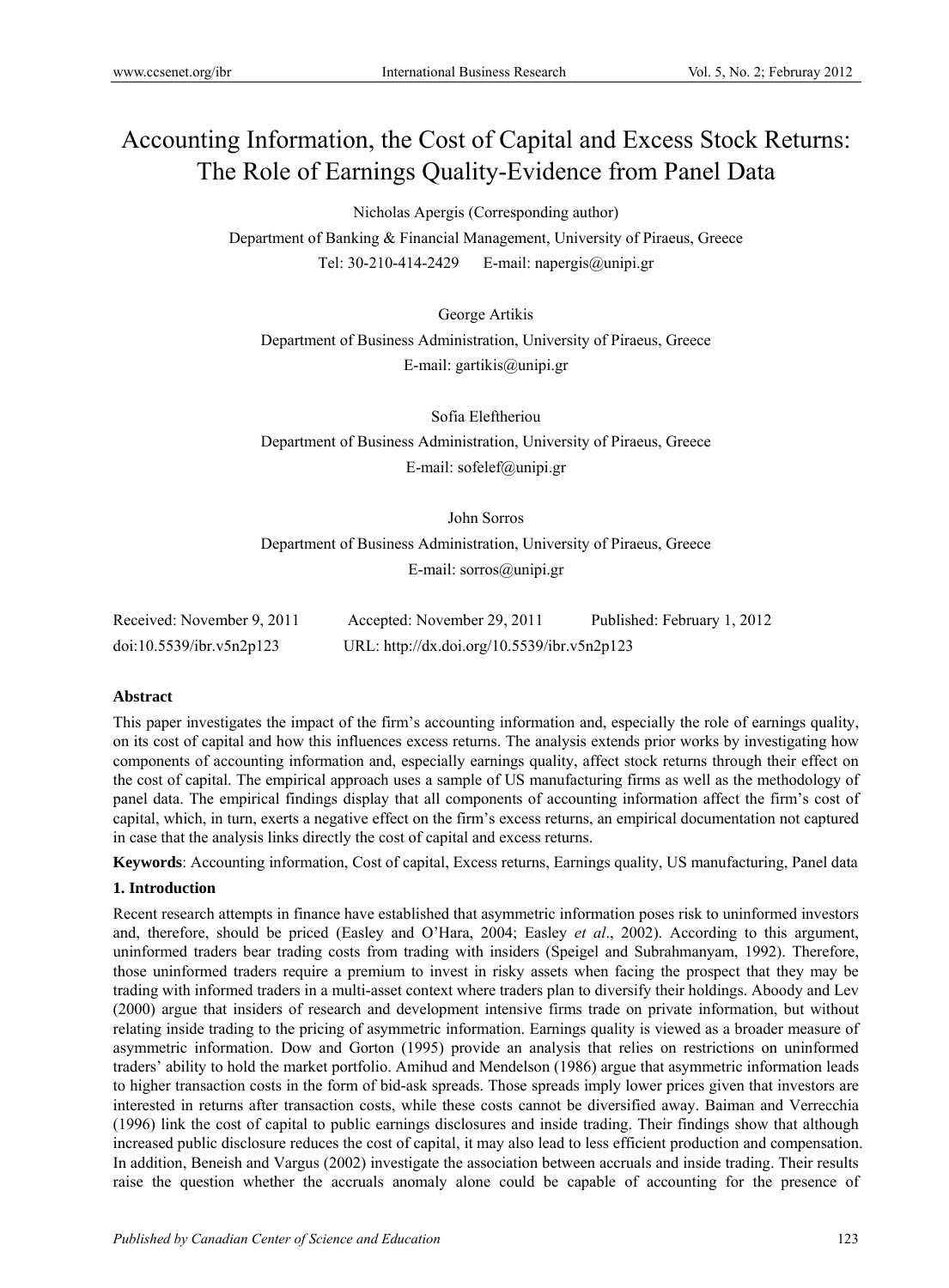# Accounting Information, the Cost of Capital and Excess Stock Returns: The Role of Earnings Quality-Evidence from Panel Data

Nicholas Apergis (Corresponding author)

Department of Banking & Financial Management, University of Piraeus, Greece

Tel: 30-210-414-2429 E-mail: napergis@unipi.gr

George Artikis

Department of Business Administration, University of Piraeus, Greece

E-mail: gartikis@unipi.gr

Sofia Eleftheriou

Department of Business Administration, University of Piraeus, Greece

E-mail: sofelef@unipi.gr

John Sorros

Department of Business Administration, University of Piraeus, Greece

E-mail: sorros@unipi.gr

Received: November 9, 2011 Accepted: November 29, 2011 Published: February 1, 2012

doi:10.5539/ibr.v5n2p123 URL: http://dx.doi.org/10.5539/ibr.v5n2p123

**Abstract**

This paper investigates the impact of the firm's accounting information and, especially the role of earnings quality, on its cost of capital and how this influences excess returns. The analysis extends prior works by investigating how components of accounting information and, especially earnings quality, affect stock returns through their effect on the cost of capital. The empirical approach uses a sample of US manufacturing firms as well as the methodology of panel data. The empirical findings display that all components of accounting information affect the firm's cost of capital, which, in turn, exerts a negative effect on the firm's excess returns, an empirical documentation not captured in case that the analysis links directly the cost of capital and excess returns.

**Keywords**: Accounting information, Cost of capital, Excess returns, Earnings quality, US manufacturing, Panel data

## 1. Introduction

Recent research attempts in finance have established that asymmetric information poses risk to uninformed investors and, therefore, should be priced (Easley and O'Hara, 2004; Easley *et al*., 2002). According to this argument, uninformed traders bear trading costs from trading with insiders (Speigel and Subrahmanyam, 1992). Therefore, those uninformed traders require a premium to invest in risky assets when facing the prospect that they may be trading with informed traders in a multi-asset context where traders plan to diversify their holdings. Aboody and Lev (2000) argue that insiders of research and development intensive firms trade on private information, but without relating inside trading to the pricing of asymmetric information. Earnings quality is viewed as a broader measure of asymmetric information. Dow and Gorton (1995) provide an analysis that relies on restrictions on uninformed traders' ability to hold the market portfolio. Amihud and Mendelson (1986) argue that asymmetric information leads to higher transaction costs in the form of bid-ask spreads. Those spreads imply lower prices given that investors are interested in returns after transaction costs, while these costs cannot be diversified away. Baiman and Verrecchia (1996) link the cost of capital to public earnings disclosures and inside trading. Their findings show that although increased public disclosure reduces the cost of capital, it may also lead to less efficient production and compensation. In addition, Beneish and Vargus (2002) investigate the association between accruals and inside trading. Their results raise the question whether the accruals anomaly alone could be capable of accounting for the presence of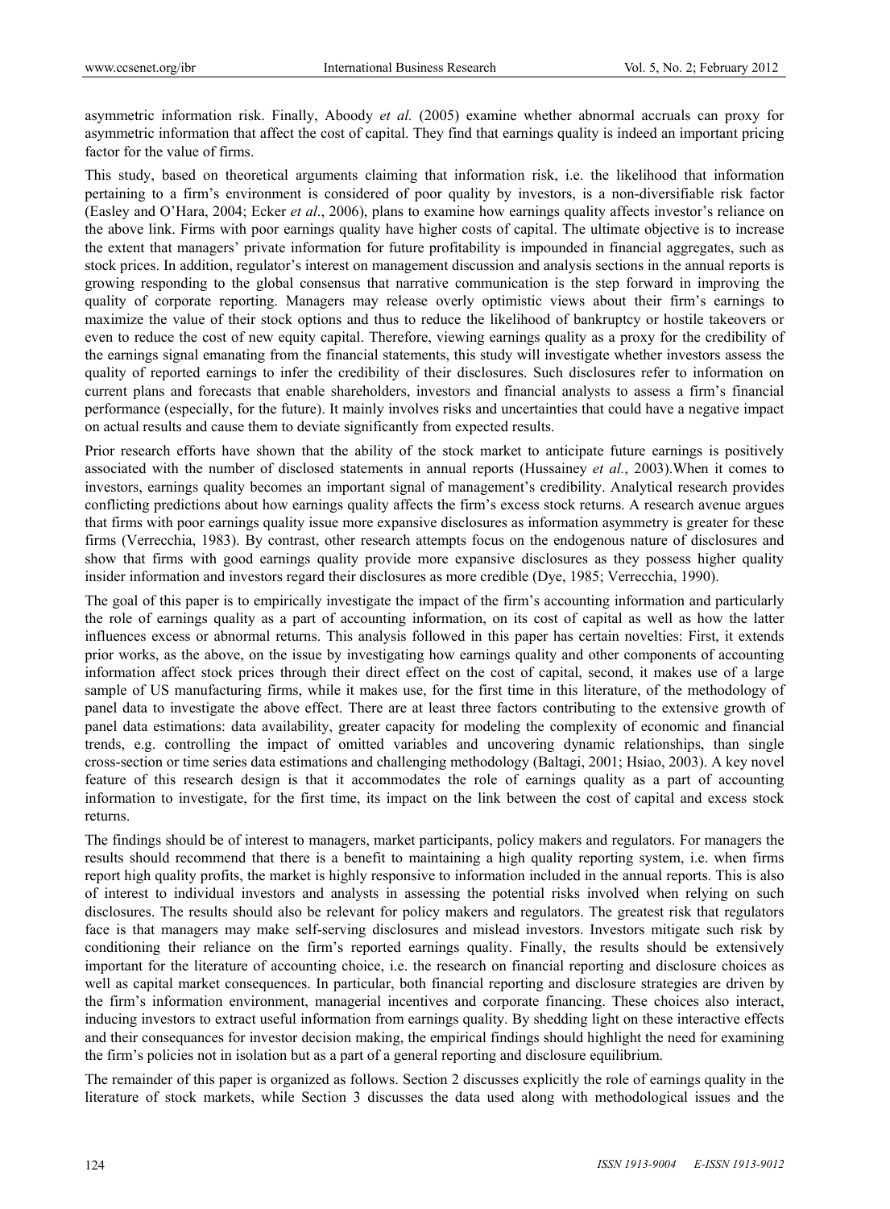asymmetric information risk. Finally, Aboody *et al.* (2005) examine whether abnormal accruals can proxy for asymmetric information that affect the cost of capital. They find that earnings quality is indeed an important pricing factor for the value of firms.

This study, based on theoretical arguments claiming that information risk, i.e. the likelihood that information pertaining to a firm's environment is considered of poor quality by investors, is a non-diversifiable risk factor (Easley and O'Hara, 2004; Ecker *et al*., 2006), plans to examine how earnings quality affects investor's reliance on the above link. Firms with poor earnings quality have higher costs of capital. The ultimate objective is to increase the extent that managers' private information for future profitability is impounded in financial aggregates, such as stock prices. In addition, regulator's interest on management discussion and analysis sections in the annual reports is growing responding to the global consensus that narrative communication is the step forward in improving the quality of corporate reporting. Managers may release overly optimistic views about their firm's earnings to maximize the value of their stock options and thus to reduce the likelihood of bankruptcy or hostile takeovers or even to reduce the cost of new equity capital. Therefore, viewing earnings quality as a proxy for the credibility of the earnings signal emanating from the financial statements, this study will investigate whether investors assess the quality of reported earnings to infer the credibility of their disclosures. Such disclosures refer to information on current plans and forecasts that enable shareholders, investors and financial analysts to assess a firm's financial performance (especially, for the future). It mainly involves risks and uncertainties that could have a negative impact on actual results and cause them to deviate significantly from expected results.

Prior research efforts have shown that the ability of the stock market to anticipate future earnings is positively associated with the number of disclosed statements in annual reports (Hussainey *et al.*, 2003).When it comes to investors, earnings quality becomes an important signal of management's credibility. Analytical research provides conflicting predictions about how earnings quality affects the firm's excess stock returns. A research avenue argues that firms with poor earnings quality issue more expansive disclosures as information asymmetry is greater for these firms (Verrecchia, 1983). By contrast, other research attempts focus on the endogenous nature of disclosures and show that firms with good earnings quality provide more expansive disclosures as they possess higher quality insider information and investors regard their disclosures as more credible (Dye, 1985; Verrecchia, 1990).

The goal of this paper is to empirically investigate the impact of the firm's accounting information and particularly the role of earnings quality as a part of accounting information, on its cost of capital as well as how the latter influences excess or abnormal returns. This analysis followed in this paper has certain novelties: First, it extends prior works, as the above, on the issue by investigating how earnings quality and other components of accounting information affect stock prices through their direct effect on the cost of capital, second, it makes use of a large sample of US manufacturing firms, while it makes use, for the first time in this literature, of the methodology of panel data to investigate the above effect. There are at least three factors contributing to the extensive growth of panel data estimations: data availability, greater capacity for modeling the complexity of economic and financial trends, e.g. controlling the impact of omitted variables and uncovering dynamic relationships, than single cross-section or time series data estimations and challenging methodology (Baltagi, 2001; Hsiao, 2003). A key novel feature of this research design is that it accommodates the role of earnings quality as a part of accounting information to investigate, for the first time, its impact on the link between the cost of capital and excess stock returns.

The findings should be of interest to managers, market participants, policy makers and regulators. For managers the results should recommend that there is a benefit to maintaining a high quality reporting system, i.e. when firms report high quality profits, the market is highly responsive to information included in the annual reports. This is also of interest to individual investors and analysts in assessing the potential risks involved when relying on such disclosures. The results should also be relevant for policy makers and regulators. The greatest risk that regulators face is that managers may make self-serving disclosures and mislead investors. Investors mitigate such risk by conditioning their reliance on the firm's reported earnings quality. Finally, the results should be extensively important for the literature of accounting choice, i.e. the research on financial reporting and disclosure choices as well as capital market consequences. In particular, both financial reporting and disclosure strategies are driven by the firm's information environment, managerial incentives and corporate financing. These choices also interact, inducing investors to extract useful information from earnings quality. By shedding light on these interactive effects and their consequances for investor decision making, the empirical findings should highlight the need for examining the firm's policies not in isolation but as a part of a general reporting and disclosure equilibrium.

The remainder of this paper is organized as follows. Section 2 discusses explicitly the role of earnings quality in the literature of stock markets, while Section 3 discusses the data used along with methodological issues and the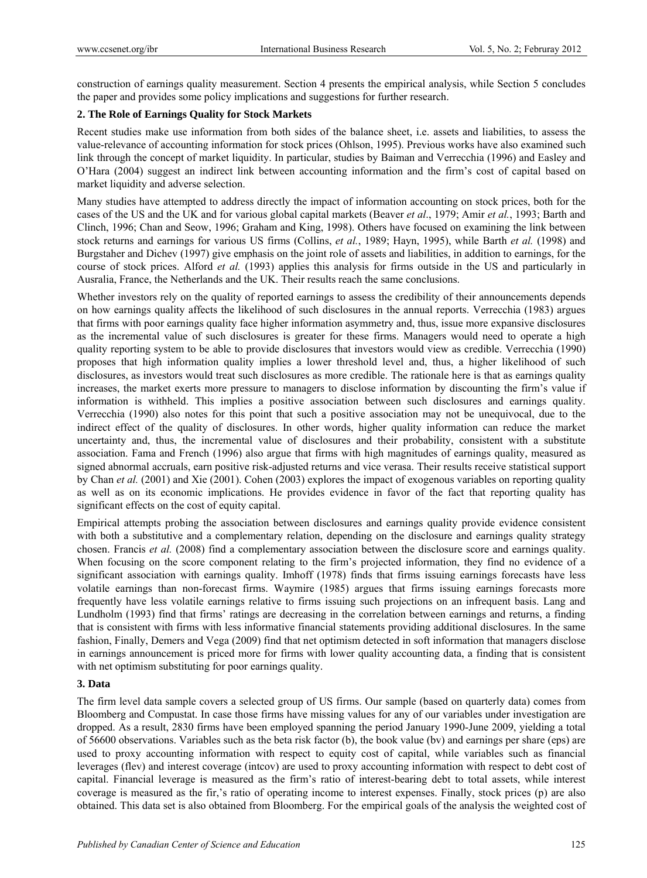construction of earnings quality measurement. Section 4 presents the empirical analysis, while Section 5 concludes the paper and provides some policy implications and suggestions for further research.

## 2. The Role of Earnings Quality for Stock Markets

Recent studies make use information from both sides of the balance sheet, i.e. assets and liabilities, to assess the value-relevance of accounting information for stock prices (Ohlson, 1995). Previous works have also examined such link through the concept of market liquidity. In particular, studies by Baiman and Verrecchia (1996) and Easley and O'Hara (2004) suggest an indirect link between accounting information and the firm's cost of capital based on market liquidity and adverse selection.

Many studies have attempted to address directly the impact of information accounting on stock prices, both for the cases of the US and the UK and for various global capital markets (Beaver *et al*., 1979; Amir *et al.*, 1993; Barth and Clinch, 1996; Chan and Seow, 1996; Graham and King, 1998). Others have focused on examining the link between stock returns and earnings for various US firms (Collins, *et al.*, 1989; Hayn, 1995), while Barth *et al.* (1998) and Burgstaher and Dichev (1997) give emphasis on the joint role of assets and liabilities, in addition to earnings, for the course of stock prices. Alford *et al.* (1993) applies this analysis for firms outside in the US and particularly in Ausralia, France, the Netherlands and the UK. Their results reach the same conclusions.

Whether investors rely on the quality of reported earnings to assess the credibility of their announcements depends on how earnings quality affects the likelihood of such disclosures in the annual reports. Verrecchia (1983) argues that firms with poor earnings quality face higher information asymmetry and, thus, issue more expansive disclosures as the incremental value of such disclosures is greater for these firms. Managers would need to operate a high quality reporting system to be able to provide disclosures that investors would view as credible. Verrecchia (1990) proposes that high information quality implies a lower threshold level and, thus, a higher likelihood of such disclosures, as investors would treat such disclosures as more credible. The rationale here is that as earnings quality increases, the market exerts more pressure to managers to disclose information by discounting the firm's value if information is withheld. This implies a positive association between such disclosures and earnings quality. Verrecchia (1990) also notes for this point that such a positive association may not be unequivocal, due to the indirect effect of the quality of disclosures. In other words, higher quality information can reduce the market uncertainty and, thus, the incremental value of disclosures and their probability, consistent with a substitute association. Fama and French (1996) also argue that firms with high magnitudes of earnings quality, measured as signed abnormal accruals, earn positive risk-adjusted returns and vice verasa. Their results receive statistical support by Chan *et al.* (2001) and Xie (2001). Cohen (2003) explores the impact of exogenous variables on reporting quality as well as on its economic implications. He provides evidence in favor of the fact that reporting quality has significant effects on the cost of equity capital.

Empirical attempts probing the association between disclosures and earnings quality provide evidence consistent with both a substitutive and a complementary relation, depending on the disclosure and earnings quality strategy chosen. Francis *et al.* (2008) find a complementary association between the disclosure score and earnings quality. When focusing on the score component relating to the firm's projected information, they find no evidence of a significant association with earnings quality. Imhoff (1978) finds that firms issuing earnings forecasts have less volatile earnings than non-forecast firms. Waymire (1985) argues that firms issuing earnings forecasts more frequently have less volatile earnings relative to firms issuing such projections on an infrequent basis. Lang and Lundholm (1993) find that firms' ratings are decreasing in the correlation between earnings and returns, a finding that is consistent with firms with less informative financial statements providing additional disclosures. In the same fashion, Finally, Demers and Vega (2009) find that net optimism detected in soft information that managers disclose in earnings announcement is priced more for firms with lower quality accounting data, a finding that is consistent with net optimism substituting for poor earnings quality.

## 3. Data

The firm level data sample covers a selected group of US firms. Our sample (based on quarterly data) comes from Bloomberg and Compustat. In case those firms have missing values for any of our variables under investigation are dropped. As a result, 2830 firms have been employed spanning the period January 1990-June 2009, yielding a total of 56600 observations. Variables such as the beta risk factor (b), the book value (bv) and earnings per share (eps) are used to proxy accounting information with respect to equity cost of capital, while variables such as financial leverages (flev) and interest coverage (intcov) are used to proxy accounting information with respect to debt cost of capital. Financial leverage is measured as the firm's ratio of interest-bearing debt to total assets, while interest coverage is measured as the fir,'s ratio of operating income to interest expenses. Finally, stock prices (p) are also obtained. This data set is also obtained from Bloomberg. For the empirical goals of the analysis the weighted cost of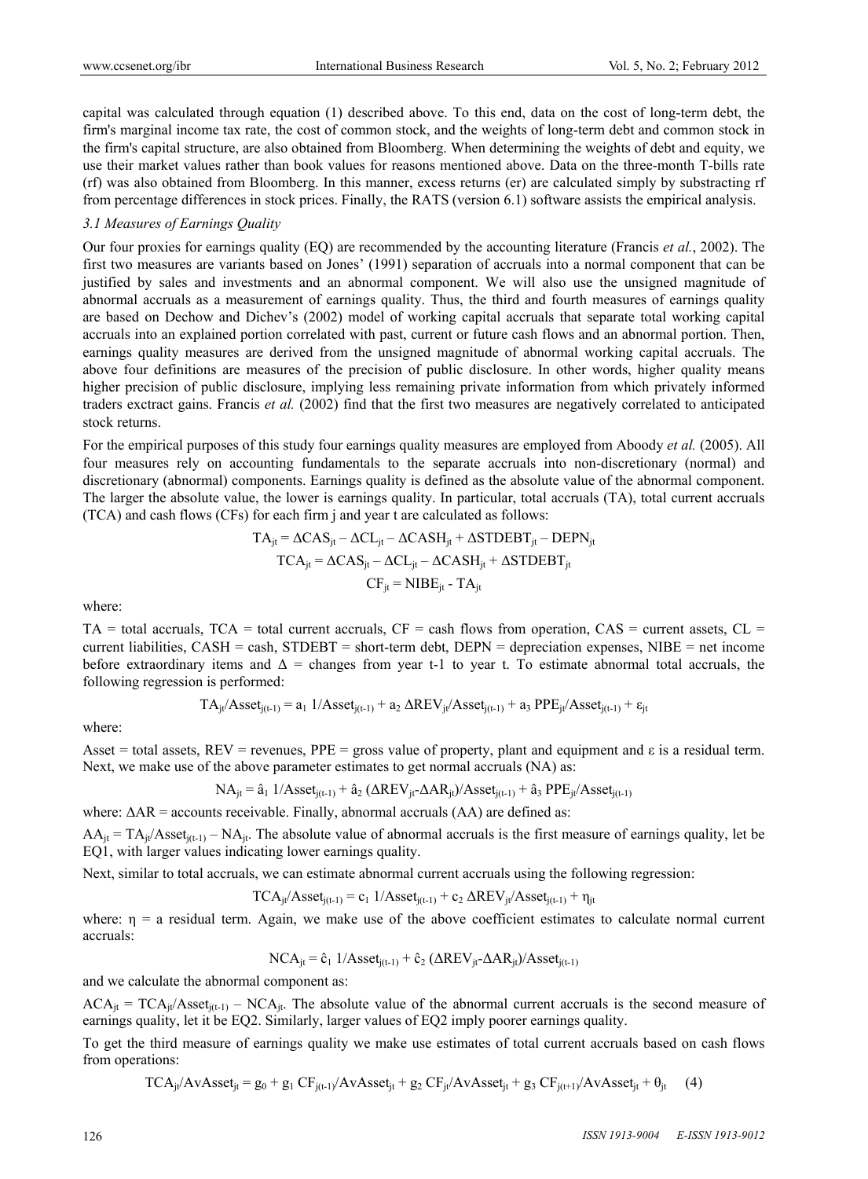capital was calculated through equation (1) described above. To this end, data on the cost of long-term debt, the firm's marginal income tax rate, the cost of common stock, and the weights of long-term debt and common stock in the firm's capital structure, are also obtained from Bloomberg. When determining the weights of debt and equity, we use their market values rather than book values for reasons mentioned above. Data on the three-month T-bills rate (rf) was also obtained from Bloomberg. In this manner, excess returns (er) are calculated simply by substracting rf from percentage differences in stock prices. Finally, the RATS (version 6.1) software assists the empirical analysis.

### *3.1 Measures of Earnings Quality*

Our four proxies for earnings quality (EQ) are recommended by the accounting literature (Francis *et al.*, 2002). The first two measures are variants based on Jones' (1991) separation of accruals into a normal component that can be justified by sales and investments and an abnormal component. We will also use the unsigned magnitude of abnormal accruals as a measurement of earnings quality. Thus, the third and fourth measures of earnings quality are based on Dechow and Dichev's (2002) model of working capital accruals that separate total working capital accruals into an explained portion correlated with past, current or future cash flows and an abnormal portion. Then, earnings quality measures are derived from the unsigned magnitude of abnormal working capital accruals. The above four definitions are measures of the precision of public disclosure. In other words, higher quality means higher precision of public disclosure, implying less remaining private information from which privately informed traders exctract gains. Francis *et al.* (2002) find that the first two measures are negatively correlated to anticipated stock returns.

For the empirical purposes of this study four earnings quality measures are employed from Aboody *et al.* (2005). All four measures rely on accounting fundamentals to the separate accruals into non-discretionary (normal) and discretionary (abnormal) components. Earnings quality is defined as the absolute value of the abnormal component. The larger the absolute value, the lower is earnings quality. In particular, total accruals (TA), total current accruals (TCA) and cash flows (CFs) for each firm j and year t are calculated as follows:

$$TA_{jt} = \Delta CAS_{jt} - \Delta CL_{jt} - \Delta CASH_{jt} + \Delta STDEBT_{jt} - DEPN_{jt}$$

$$TCA_{jt} = \Delta CAS_{jt} - \Delta CL_{jt} - \Delta CASH_{jt} + \Delta STDEBT_{jt}$$

$$CF_{jt} = NIBE_{jt} - TA_{jt}$$

where:

TA = total accruals, TCA = total current accruals, CF = cash flows from operation, CAS = current assets, CL = current liabilities, CASH = cash, STDEBT = short-term debt, DEPN = depreciation expenses, NIBE = net income before extraordinary items and Δ = changes from year t-1 to year t. To estimate abnormal total accruals, the following regression is performed:

$$TA_{jt}/Asset_{j(t-1)} = a_1\, 1/Asset_{j(t-1)} + a_2\, \Delta REV_{jt}/Asset_{j(t-1)} + a_3\, PPE_{jt}/Asset_{j(t-1)} + \varepsilon_{jt}$$

where:

Asset = total assets, REV = revenues, PPE = gross value of property, plant and equipment and ε is a residual term. Next, we make use of the above parameter estimates to get normal accruals (NA) as:

$$NA_{jt} = \hat{a}_1\, 1/Asset_{j(t-1)} + \hat{a}_2\, (\Delta REV_{jt} - \Delta AR_{jt})/Asset_{j(t-1)} + \hat{a}_3\, PPE_{jt}/Asset_{j(t-1)}$$

where: ΔAR = accounts receivable. Finally, abnormal accruals (AA) are defined as:

$AA_{jt} = TA_{jt}/Asset_{j(t-1)} - NA_{jt}$. The absolute value of abnormal accruals is the first measure of earnings quality, let be EQ1, with larger values indicating lower earnings quality.

Next, similar to total accruals, we can estimate abnormal current accruals using the following regression:

$$TCA_{jt}/Asset_{j(t-1)} = c_1\, 1/Asset_{j(t-1)} + c_2\, \Delta REV_{jt}/Asset_{j(t-1)} + \eta_{jt}$$

where: η = a residual term. Again, we make use of the above coefficient estimates to calculate normal current accruals:

$$NCA_{jt} = \hat{c}_1\, 1/Asset_{j(t-1)} + \hat{c}_2\, (\Delta REV_{jt} - \Delta AR_{jt})/Asset_{j(t-1)}$$

and we calculate the abnormal component as:

$ACA_{jt} = TCA_{jt}/Asset_{j(t-1)} - NCA_{jt}$. The absolute value of the abnormal current accruals is the second measure of earnings quality, let it be EQ2. Similarly, larger values of EQ2 imply poorer earnings quality.

To get the third measure of earnings quality we make use estimates of total current accruals based on cash flows from operations:

$$TCA_{jt}/AvAsset_{jt} = g_0 + g_1\, CF_{j(t-1)}/AvAsset_{jt} + g_2\, CF_{jt}/AvAsset_{jt} + g_3\, CF_{j(t+1)}/AvAsset_{jt} + \theta_{jt} \quad (4)$$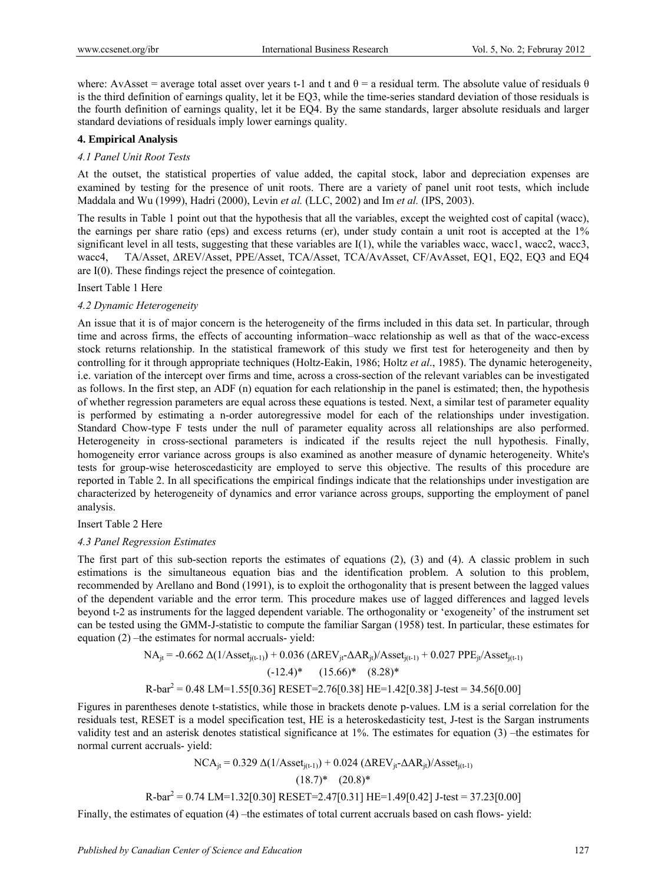where: AvAsset = average total asset over years t-1 and t and θ = a residual term. The absolute value of residuals θ is the third definition of earnings quality, let it be EQ3, while the time-series standard deviation of those residuals is the fourth definition of earnings quality, let it be EQ4. By the same standards, larger absolute residuals and larger standard deviations of residuals imply lower earnings quality.

## 4. Empirical Analysis

### *4.1 Panel Unit Root Tests*

At the outset, the statistical properties of value added, the capital stock, labor and depreciation expenses are examined by testing for the presence of unit roots. There are a variety of panel unit root tests, which include Maddala and Wu (1999), Hadri (2000), Levin *et al.* (LLC, 2002) and Im *et al.* (IPS, 2003).

The results in Table 1 point out that the hypothesis that all the variables, except the weighted cost of capital (wacc), the earnings per share ratio (eps) and excess returns (er), under study contain a unit root is accepted at the 1% significant level in all tests, suggesting that these variables are I(1), while the variables wacc, wacc1, wacc2, wacc3, wacc4, TA/Asset, ΔREV/Asset, PPE/Asset, TCA/Asset, TCA/AvAsset, CF/AvAsset, EQ1, EQ2, EQ3 and EQ4 are I(0). These findings reject the presence of cointegration.

Insert Table 1 Here

### *4.2 Dynamic Heterogeneity*

An issue that it is of major concern is the heterogeneity of the firms included in this data set. In particular, through time and across firms, the effects of accounting information–wacc relationship as well as that of the wacc-excess stock returns relationship. In the statistical framework of this study we first test for heterogeneity and then by controlling for it through appropriate techniques (Holtz-Eakin, 1986; Holtz *et al*., 1985). The dynamic heterogeneity, i.e. variation of the intercept over firms and time, across a cross-section of the relevant variables can be investigated as follows. In the first step, an ADF (n) equation for each relationship in the panel is estimated; then, the hypothesis of whether regression parameters are equal across these equations is tested. Next, a similar test of parameter equality is performed by estimating a n-order autoregressive model for each of the relationships under investigation. Standard Chow-type F tests under the null of parameter equality across all relationships are also performed. Heterogeneity in cross-sectional parameters is indicated if the results reject the null hypothesis. Finally, homogeneity error variance across groups is also examined as another measure of dynamic heterogeneity. White's tests for group-wise heteroscedasticity are employed to serve this objective. The results of this procedure are reported in Table 2. In all specifications the empirical findings indicate that the relationships under investigation are characterized by heterogeneity of dynamics and error variance across groups, supporting the employment of panel analysis.

Insert Table 2 Here

### *4.3 Panel Regression Estimates*

The first part of this sub-section reports the estimates of equations (2), (3) and (4). A classic problem in such estimations is the simultaneous equation bias and the identification problem. A solution to this problem, recommended by Arellano and Bond (1991), is to exploit the orthogonality that is present between the lagged values of the dependent variable and the error term. This procedure makes use of lagged differences and lagged levels beyond t-2 as instruments for the lagged dependent variable. The orthogonality or 'exogeneity' of the instrument set can be tested using the GMM-J-statistic to compute the familiar Sargan (1958) test. In particular, these estimates for equation (2) –the estimates for normal accruals- yield:

$$NA_{jt} = -0.662\ \Delta(1/Asset_{j(t-1)}) + 0.036\ (\Delta REV_{jt}-\Delta AR_{jt})/Asset_{j(t-1)} + 0.027\ PPE_{jt}/Asset_{j(t-1)}$$
$$(-12.4)^{*} \quad (15.66)^{*} \quad (8.28)^{*}$$

$$\text{R-bar}^2 = 0.48 \ \text{LM}=1.55[0.36] \ \text{RESET}=2.76[0.38] \ \text{HE}=1.42[0.38] \ \text{J-test} = 34.56[0.00]$$

Figures in parentheses denote t-statistics, while those in brackets denote p-values. LM is a serial correlation for the residuals test, RESET is a model specification test, HE is a heteroskedasticity test, J-test is the Sargan instruments validity test and an asterisk denotes statistical significance at 1%. The estimates for equation (3) –the estimates for normal current accruals- yield:

$$NCA_{jt} = 0.329\ \Delta(1/Asset_{j(t-1)}) + 0.024\ (\Delta REV_{jt}-\Delta AR_{jt})/Asset_{j(t-1)}$$
$$(18.7)^{*} \quad (20.8)^{*}$$

$$\text{R-bar}^2 = 0.74 \ \text{LM}=1.32[0.30] \ \text{RESET}=2.47[0.31] \ \text{HE}=1.49[0.42] \ \text{J-test} = 37.23[0.00]$$

Finally, the estimates of equation (4) –the estimates of total current accruals based on cash flows- yield: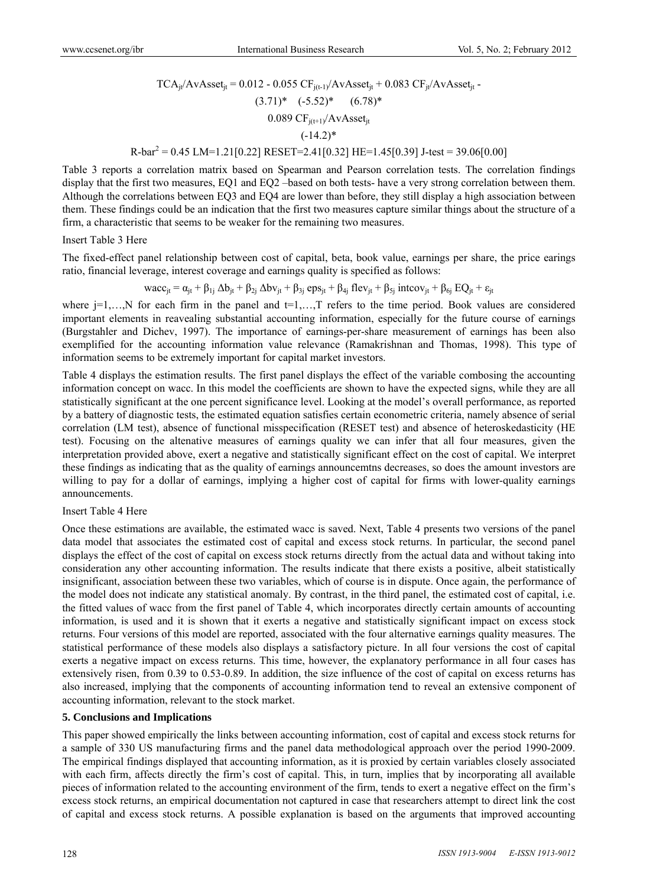$$TCA_{jt}/AvAsset_{jt} = 0.012 - 0.055\ CF_{j(t-1)}/AvAsset_{jt} + 0.083\ CF_{jt}/AvAsset_{jt} - 0.089\ CF_{j(t+1)}/AvAsset_{jt}$$

$$(3.71)^{*} \quad (-5.52)^{*} \quad (6.78)^{*} \quad (-14.2)^{*}$$

$\text{R-bar}^2 = 0.45$ LM=1.21[0.22] RESET=2.41[0.32] HE=1.45[0.39] J-test = 39.06[0.00]

Table 3 reports a correlation matrix based on Spearman and Pearson correlation tests. The correlation findings display that the first two measures, EQ1 and EQ2 –based on both tests- have a very strong correlation between them. Although the correlations between EQ3 and EQ4 are lower than before, they still display a high association between them. These findings could be an indication that the first two measures capture similar things about the structure of a firm, a characteristic that seems to be weaker for the remaining two measures.

Insert Table 3 Here

The fixed-effect panel relationship between cost of capital, beta, book value, earnings per share, the price earings ratio, financial leverage, interest coverage and earnings quality is specified as follows:

$$wacc_{jt} = \alpha_{jt} + \beta_{1j}\ \Delta b_{jt} + \beta_{2j}\ \Delta bv_{jt} + \beta_{3j}\ eps_{jt} + \beta_{4j}\ flev_{jt} + \beta_{5j}\ intcov_{jt} + \beta_{6j}\ EQ_{jt} + \varepsilon_{jt}$$

where j=1,…,N for each firm in the panel and t=1,…,T refers to the time period. Book values are considered important elements in reavealing substantial accounting information, especially for the future course of earnings (Burgstahler and Dichev, 1997). The importance of earnings-per-share measurement of earnings has been also exemplified for the accounting information value relevance (Ramakrishnan and Thomas, 1998). This type of information seems to be extremely important for capital market investors.

Table 4 displays the estimation results. The first panel displays the effect of the variable combosing the accounting information concept on wacc. In this model the coefficients are shown to have the expected signs, while they are all statistically significant at the one percent significance level. Looking at the model's overall performance, as reported by a battery of diagnostic tests, the estimated equation satisfies certain econometric criteria, namely absence of serial correlation (LM test), absence of functional misspecification (RESET test) and absence of heteroskedasticity (HE test). Focusing on the altenative measures of earnings quality we can infer that all four measures, given the interpretation provided above, exert a negative and statistically significant effect on the cost of capital. We interpret these findings as indicating that as the quality of earnings announcemtns decreases, so does the amount investors are willing to pay for a dollar of earnings, implying a higher cost of capital for firms with lower-quality earnings announcements.

Insert Table 4 Here

Once these estimations are available, the estimated wacc is saved. Next, Table 4 presents two versions of the panel data model that associates the estimated cost of capital and excess stock returns. In particular, the second panel displays the effect of the cost of capital on excess stock returns directly from the actual data and without taking into consideration any other accounting information. The results indicate that there exists a positive, albeit statistically insignificant, association between these two variables, which of course is in dispute. Once again, the performance of the model does not indicate any statistical anomaly. By contrast, in the third panel, the estimated cost of capital, i.e. the fitted values of wacc from the first panel of Table 4, which incorporates directly certain amounts of accounting information, is used and it is shown that it exerts a negative and statistically significant impact on excess stock returns. Four versions of this model are reported, associated with the four alternative earnings quality measures. The statistical performance of these models also displays a satisfactory picture. In all four versions the cost of capital exerts a negative impact on excess returns. This time, however, the explanatory performance in all four cases has extensively risen, from 0.39 to 0.53-0.89. In addition, the size influence of the cost of capital on excess returns has also increased, implying that the components of accounting information tend to reveal an extensive component of accounting information, relevant to the stock market.

## 5. Conclusions and Implications

This paper showed empirically the links between accounting information, cost of capital and excess stock returns for a sample of 330 US manufacturing firms and the panel data methodological approach over the period 1990-2009. The empirical findings displayed that accounting information, as it is proxied by certain variables closely associated with each firm, affects directly the firm's cost of capital. This, in turn, implies that by incorporating all available pieces of information related to the accounting environment of the firm, tends to exert a negative effect on the firm's excess stock returns, an empirical documentation not captured in case that researchers attempt to direct link the cost of capital and excess stock returns. A possible explanation is based on the arguments that improved accounting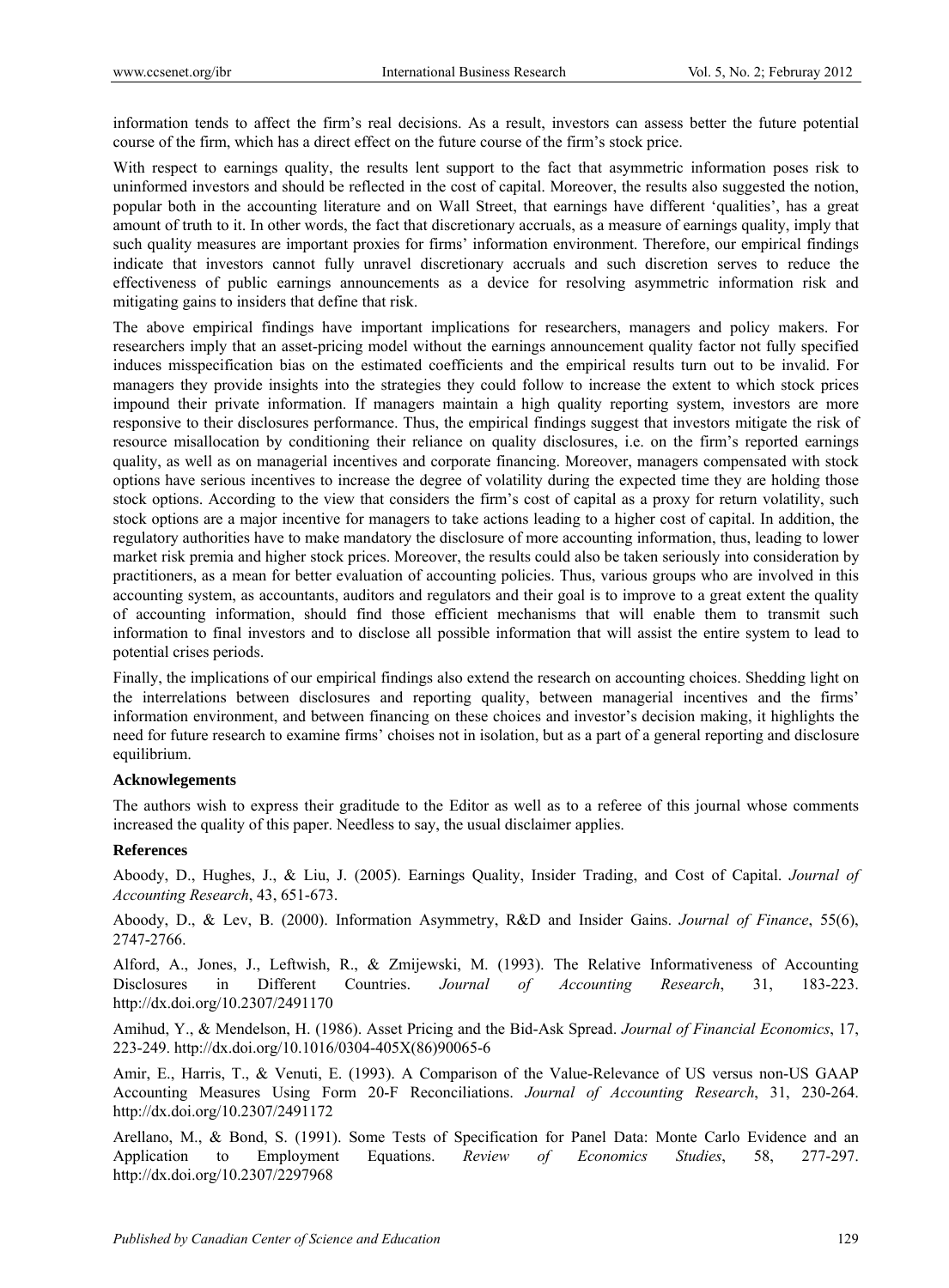information tends to affect the firm's real decisions. As a result, investors can assess better the future potential course of the firm, which has a direct effect on the future course of the firm's stock price.

With respect to earnings quality, the results lent support to the fact that asymmetric information poses risk to uninformed investors and should be reflected in the cost of capital. Moreover, the results also suggested the notion, popular both in the accounting literature and on Wall Street, that earnings have different 'qualities', has a great amount of truth to it. In other words, the fact that discretionary accruals, as a measure of earnings quality, imply that such quality measures are important proxies for firms' information environment. Therefore, our empirical findings indicate that investors cannot fully unravel discretionary accruals and such discretion serves to reduce the effectiveness of public earnings announcements as a device for resolving asymmetric information risk and mitigating gains to insiders that define that risk.

The above empirical findings have important implications for researchers, managers and policy makers. For researchers imply that an asset-pricing model without the earnings announcement quality factor not fully specified induces misspecification bias on the estimated coefficients and the empirical results turn out to be invalid. For managers they provide insights into the strategies they could follow to increase the extent to which stock prices impound their private information. If managers maintain a high quality reporting system, investors are more responsive to their disclosures performance. Thus, the empirical findings suggest that investors mitigate the risk of resource misallocation by conditioning their reliance on quality disclosures, i.e. on the firm's reported earnings quality, as well as on managerial incentives and corporate financing. Moreover, managers compensated with stock options have serious incentives to increase the degree of volatility during the expected time they are holding those stock options. According to the view that considers the firm's cost of capital as a proxy for return volatility, such stock options are a major incentive for managers to take actions leading to a higher cost of capital. In addition, the regulatory authorities have to make mandatory the disclosure of more accounting information, thus, leading to lower market risk premia and higher stock prices. Moreover, the results could also be taken seriously into consideration by practitioners, as a mean for better evaluation of accounting policies. Thus, various groups who are involved in this accounting system, as accountants, auditors and regulators and their goal is to improve to a great extent the quality of accounting information, should find those efficient mechanisms that will enable them to transmit such information to final investors and to disclose all possible information that will assist the entire system to lead to potential crises periods.

Finally, the implications of our empirical findings also extend the research on accounting choices. Shedding light on the interrelations between disclosures and reporting quality, between managerial incentives and the firms' information environment, and between financing on these choices and investor's decision making, it highlights the need for future research to examine firms' choises not in isolation, but as a part of a general reporting and disclosure equilibrium.

**Acknowlegements**

The authors wish to express their graditude to the Editor as well as to a referee of this journal whose comments increased the quality of this paper. Needless to say, the usual disclaimer applies.

**References**

Aboody, D., Hughes, J., & Liu, J. (2005). Earnings Quality, Insider Trading, and Cost of Capital. *Journal of Accounting Research*, 43, 651-673.

Aboody, D., & Lev, B. (2000). Information Asymmetry, R&D and Insider Gains. *Journal of Finance*, 55(6), 2747-2766.

Alford, A., Jones, J., Leftwish, R., & Zmijewski, M. (1993). The Relative Informativeness of Accounting Disclosures in Different Countries. *Journal of Accounting Research*, 31, 183-223. http://dx.doi.org/10.2307/2491170

Amihud, Y., & Mendelson, H. (1986). Asset Pricing and the Bid-Ask Spread. *Journal of Financial Economics*, 17, 223-249. http://dx.doi.org/10.1016/0304-405X(86)90065-6

Amir, E., Harris, T., & Venuti, E. (1993). A Comparison of the Value-Relevance of US versus non-US GAAP Accounting Measures Using Form 20-F Reconciliations. *Journal of Accounting Research*, 31, 230-264. http://dx.doi.org/10.2307/2491172

Arellano, M., & Bond, S. (1991). Some Tests of Specification for Panel Data: Monte Carlo Evidence and an Application to Employment Equations. *Review of Economics Studies*, 58, 277-297. http://dx.doi.org/10.2307/2297968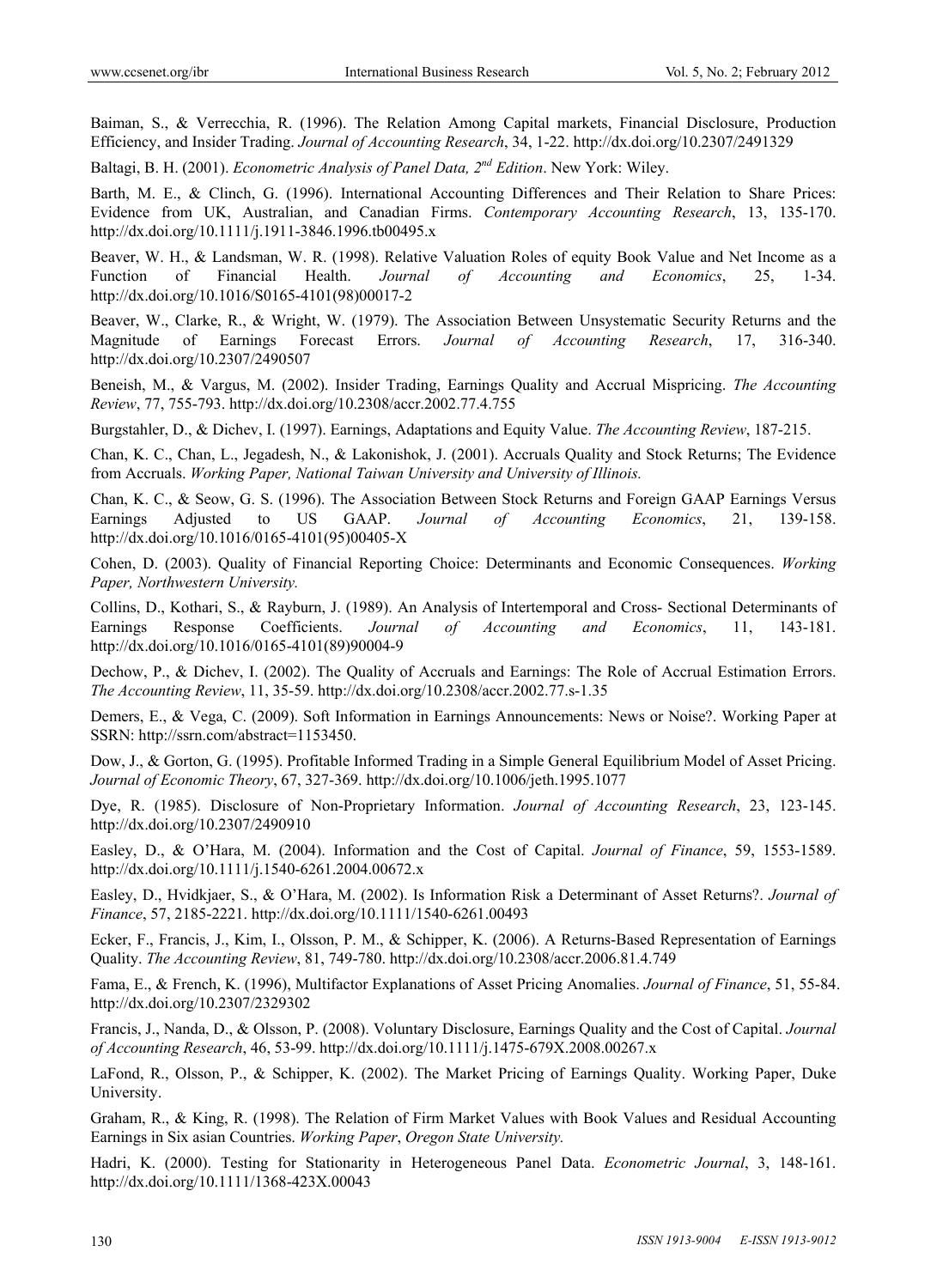Baiman, S., & Verrecchia, R. (1996). The Relation Among Capital markets, Financial Disclosure, Production Efficiency, and Insider Trading. *Journal of Accounting Research*, 34, 1-22. http://dx.doi.org/10.2307/2491329

Baltagi, B. H. (2001). *Econometric Analysis of Panel Data, 2nd Edition*. New York: Wiley.

Barth, M. E., & Clinch, G. (1996). International Accounting Differences and Their Relation to Share Prices: Evidence from UK, Australian, and Canadian Firms. *Contemporary Accounting Research*, 13, 135-170. http://dx.doi.org/10.1111/j.1911-3846.1996.tb00495.x

Beaver, W. H., & Landsman, W. R. (1998). Relative Valuation Roles of equity Book Value and Net Income as a Function of Financial Health. *Journal of Accounting and Economics*, 25, 1-34. http://dx.doi.org/10.1016/S0165-4101(98)00017-2

Beaver, W., Clarke, R., & Wright, W. (1979). The Association Between Unsystematic Security Returns and the Magnitude of Earnings Forecast Errors. *Journal of Accounting Research*, 17, 316-340. http://dx.doi.org/10.2307/2490507

Beneish, M., & Vargus, M. (2002). Insider Trading, Earnings Quality and Accrual Mispricing. *The Accounting Review*, 77, 755-793. http://dx.doi.org/10.2308/accr.2002.77.4.755

Burgstahler, D., & Dichev, I. (1997). Earnings, Adaptations and Equity Value. *The Accounting Review*, 187-215.

Chan, K. C., Chan, L., Jegadesh, N., & Lakonishok, J. (2001). Accruals Quality and Stock Returns; The Evidence from Accruals. *Working Paper, National Taiwan University and University of Illinois.*

Chan, K. C., & Seow, G. S. (1996). The Association Between Stock Returns and Foreign GAAP Earnings Versus Earnings Adjusted to US GAAP. *Journal of Accounting Economics*, 21, 139-158. http://dx.doi.org/10.1016/0165-4101(95)00405-X

Cohen, D. (2003). Quality of Financial Reporting Choice: Determinants and Economic Consequences. *Working Paper, Northwestern University.*

Collins, D., Kothari, S., & Rayburn, J. (1989). An Analysis of Intertemporal and Cross- Sectional Determinants of Earnings Response Coefficients. *Journal of Accounting and Economics*, 11, 143-181. http://dx.doi.org/10.1016/0165-4101(89)90004-9

Dechow, P., & Dichev, I. (2002). The Quality of Accruals and Earnings: The Role of Accrual Estimation Errors. *The Accounting Review*, 11, 35-59. http://dx.doi.org/10.2308/accr.2002.77.s-1.35

Demers, E., & Vega, C. (2009). Soft Information in Earnings Announcements: News or Noise?. Working Paper at SSRN: http://ssrn.com/abstract=1153450.

Dow, J., & Gorton, G. (1995). Profitable Informed Trading in a Simple General Equilibrium Model of Asset Pricing. *Journal of Economic Theory*, 67, 327-369. http://dx.doi.org/10.1006/jeth.1995.1077

Dye, R. (1985). Disclosure of Non-Proprietary Information. *Journal of Accounting Research*, 23, 123-145. http://dx.doi.org/10.2307/2490910

Easley, D., & O'Hara, M. (2004). Information and the Cost of Capital. *Journal of Finance*, 59, 1553-1589. http://dx.doi.org/10.1111/j.1540-6261.2004.00672.x

Easley, D., Hvidkjaer, S., & O'Hara, M. (2002). Is Information Risk a Determinant of Asset Returns?. *Journal of Finance*, 57, 2185-2221. http://dx.doi.org/10.1111/1540-6261.00493

Ecker, F., Francis, J., Kim, I., Olsson, P. M., & Schipper, K. (2006). A Returns-Based Representation of Earnings Quality. *The Accounting Review*, 81, 749-780. http://dx.doi.org/10.2308/accr.2006.81.4.749

Fama, E., & French, K. (1996), Multifactor Explanations of Asset Pricing Anomalies. *Journal of Finance*, 51, 55-84. http://dx.doi.org/10.2307/2329302

Francis, J., Nanda, D., & Olsson, P. (2008). Voluntary Disclosure, Earnings Quality and the Cost of Capital. *Journal of Accounting Research*, 46, 53-99. http://dx.doi.org/10.1111/j.1475-679X.2008.00267.x

LaFond, R., Olsson, P., & Schipper, K. (2002). The Market Pricing of Earnings Quality. Working Paper, Duke University.

Graham, R., & King, R. (1998). The Relation of Firm Market Values with Book Values and Residual Accounting Earnings in Six asian Countries. *Working Paper*, *Oregon State University.*

Hadri, K. (2000). Testing for Stationarity in Heterogeneous Panel Data. *Econometric Journal*, 3, 148-161. http://dx.doi.org/10.1111/1368-423X.00043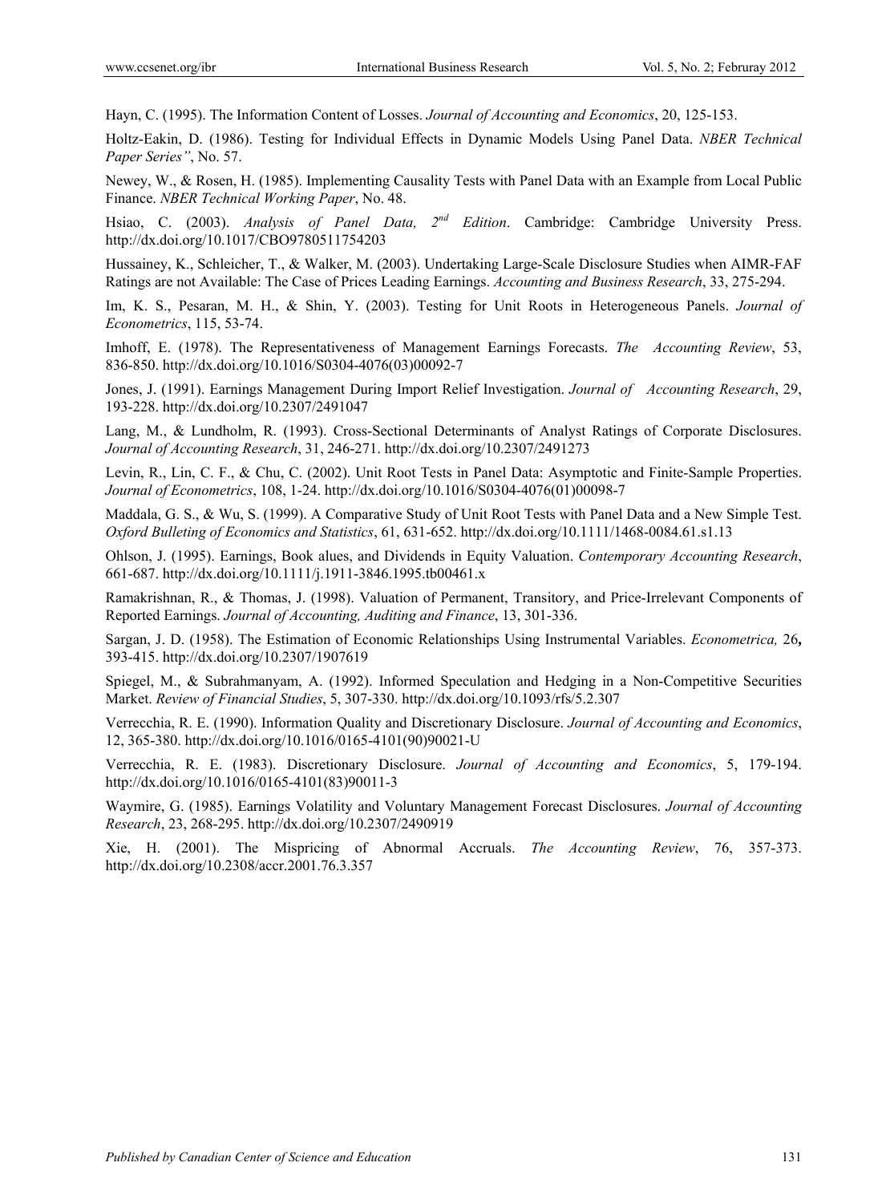Hayn, C. (1995). The Information Content of Losses. *Journal of Accounting and Economics*, 20, 125-153.

Holtz-Eakin, D. (1986). Testing for Individual Effects in Dynamic Models Using Panel Data. *NBER Technical Paper Series"*, No. 57.

Newey, W., & Rosen, H. (1985). Implementing Causality Tests with Panel Data with an Example from Local Public Finance. *NBER Technical Working Paper*, No. 48.

Hsiao, C. (2003). *Analysis of Panel Data, 2nd Edition*. Cambridge: Cambridge University Press. http://dx.doi.org/10.1017/CBO9780511754203

Hussainey, K., Schleicher, T., & Walker, M. (2003). Undertaking Large-Scale Disclosure Studies when AIMR-FAF Ratings are not Available: The Case of Prices Leading Earnings. *Accounting and Business Research*, 33, 275-294.

Im, K. S., Pesaran, M. H., & Shin, Y. (2003). Testing for Unit Roots in Heterogeneous Panels. *Journal of Econometrics*, 115, 53-74.

Imhoff, E. (1978). The Representativeness of Management Earnings Forecasts. *The Accounting Review*, 53, 836-850. http://dx.doi.org/10.1016/S0304-4076(03)00092-7

Jones, J. (1991). Earnings Management During Import Relief Investigation. *Journal of Accounting Research*, 29, 193-228. http://dx.doi.org/10.2307/2491047

Lang, M., & Lundholm, R. (1993). Cross-Sectional Determinants of Analyst Ratings of Corporate Disclosures. *Journal of Accounting Research*, 31, 246-271. http://dx.doi.org/10.2307/2491273

Levin, R., Lin, C. F., & Chu, C. (2002). Unit Root Tests in Panel Data: Asymptotic and Finite-Sample Properties. *Journal of Econometrics*, 108, 1-24. http://dx.doi.org/10.1016/S0304-4076(01)00098-7

Maddala, G. S., & Wu, S. (1999). A Comparative Study of Unit Root Tests with Panel Data and a New Simple Test. *Oxford Bulleting of Economics and Statistics*, 61, 631-652. http://dx.doi.org/10.1111/1468-0084.61.s1.13

Ohlson, J. (1995). Earnings, Book alues, and Dividends in Equity Valuation. *Contemporary Accounting Research*, 661-687. http://dx.doi.org/10.1111/j.1911-3846.1995.tb00461.x

Ramakrishnan, R., & Thomas, J. (1998). Valuation of Permanent, Transitory, and Price-Irrelevant Components of Reported Earnings. *Journal of Accounting, Auditing and Finance*, 13, 301-336.

Sargan, J. D. (1958). The Estimation of Economic Relationships Using Instrumental Variables. *Econometrica,* 26**,** 393-415. http://dx.doi.org/10.2307/1907619

Spiegel, M., & Subrahmanyam, A. (1992). Informed Speculation and Hedging in a Non-Competitive Securities Market. *Review of Financial Studies*, 5, 307-330. http://dx.doi.org/10.1093/rfs/5.2.307

Verrecchia, R. E. (1990). Information Quality and Discretionary Disclosure. *Journal of Accounting and Economics*, 12, 365-380. http://dx.doi.org/10.1016/0165-4101(90)90021-U

Verrecchia, R. E. (1983). Discretionary Disclosure. *Journal of Accounting and Economics*, 5, 179-194. http://dx.doi.org/10.1016/0165-4101(83)90011-3

Waymire, G. (1985). Earnings Volatility and Voluntary Management Forecast Disclosures. *Journal of Accounting Research*, 23, 268-295. http://dx.doi.org/10.2307/2490919

Xie, H. (2001). The Mispricing of Abnormal Accruals. *The Accounting Review*, 76, 357-373. http://dx.doi.org/10.2308/accr.2001.76.3.357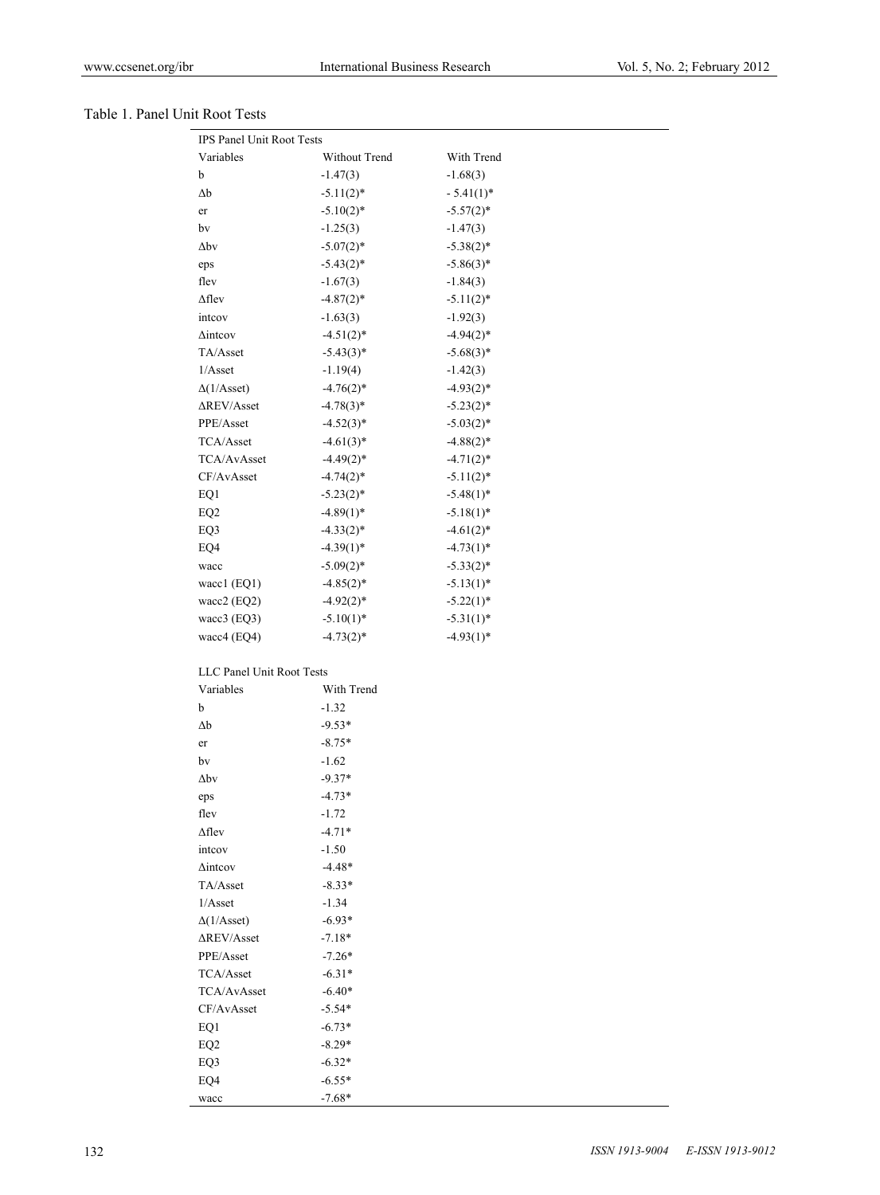Table 1. Panel Unit Root Tests

| IPS Panel Unit Root Tests | | |
|---|---|---|
| Variables | Without Trend | With Trend |
| b | -1.47(3) | -1.68(3) |
| Δb | -5.11(2)* | - 5.41(1)* |
| er | -5.10(2)* | -5.57(2)* |
| bv | -1.25(3) | -1.47(3) |
| Δbv | -5.07(2)* | -5.38(2)* |
| eps | -5.43(2)* | -5.86(3)* |
| flev | -1.67(3) | -1.84(3) |
| Δflev | -4.87(2)* | -5.11(2)* |
| intcov | -1.63(3) | -1.92(3) |
| Δintcov | -4.51(2)* | -4.94(2)* |
| TA/Asset | -5.43(3)* | -5.68(3)* |
| 1/Asset | -1.19(4) | -1.42(3) |
| Δ(1/Asset) | -4.76(2)* | -4.93(2)* |
| ΔREV/Asset | -4.78(3)* | -5.23(2)* |
| PPE/Asset | -4.52(3)* | -5.03(2)* |
| TCA/Asset | -4.61(3)* | -4.88(2)* |
| TCA/AvAsset | -4.49(2)* | -4.71(2)* |
| CF/AvAsset | -4.74(2)* | -5.11(2)* |
| EQ1 | -5.23(2)* | -5.48(1)* |
| EQ2 | -4.89(1)* | -5.18(1)* |
| EQ3 | -4.33(2)* | -4.61(2)* |
| EQ4 | -4.39(1)* | -4.73(1)* |
| wacc | -5.09(2)* | -5.33(2)* |
| wacc1 (EQ1) | -4.85(2)* | -5.13(1)* |
| wacc2 (EQ2) | -4.92(2)* | -5.22(1)* |
| wacc3 (EQ3) | -5.10(1)* | -5.31(1)* |
| wacc4 (EQ4) | -4.73(2)* | -4.93(1)* |
| | | |
| LLC Panel Unit Root Tests | | |
| Variables | With Trend | |
| b | -1.32 | |
| Δb | -9.53* | |
| er | -8.75* | |
| bv | -1.62 | |
| Δbv | -9.37* | |
| eps | -4.73* | |
| flev | -1.72 | |
| Δflev | -4.71* | |
| intcov | -1.50 | |
| Δintcov | -4.48* | |
| TA/Asset | -8.33* | |
| 1/Asset | -1.34 | |
| Δ(1/Asset) | -6.93* | |
| ΔREV/Asset | -7.18* | |
| PPE/Asset | -7.26* | |
| TCA/Asset | -6.31* | |
| TCA/AvAsset | -6.40* | |
| CF/AvAsset | -5.54* | |
| EQ1 | -6.73* | |
| EQ2 | -8.29* | |
| EQ3 | -6.32* | |
| EQ4 | -6.55* | |
| wacc | -7.68* | |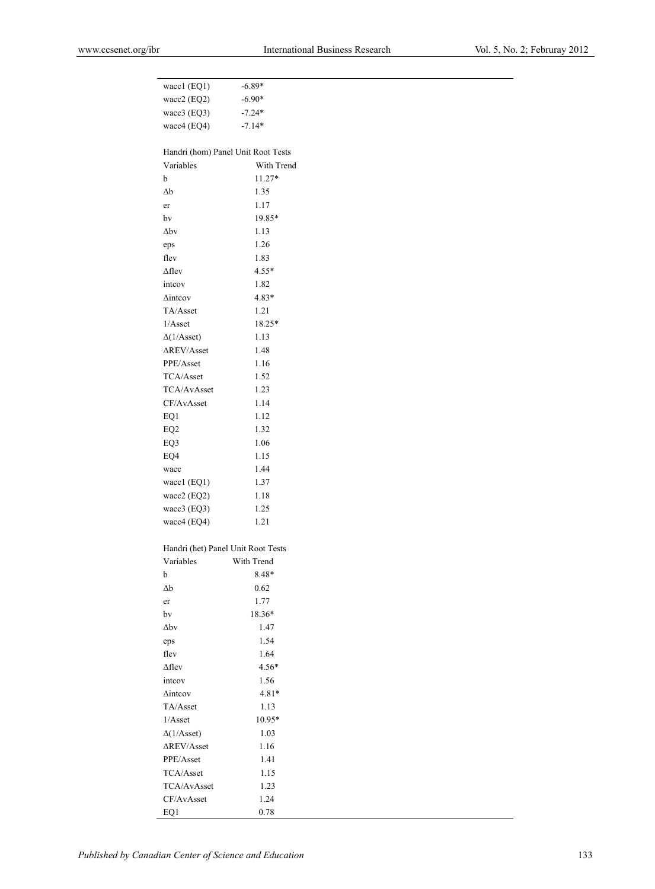| | |
|---|---|
| wacc1 (EQ1) | -6.89* |
| wacc2 (EQ2) | -6.90* |
| wacc3 (EQ3) | -7.24* |
| wacc4 (EQ4) | -7.14* |

Handri (hom) Panel Unit Root Tests

| Variables | With Trend |
|---|---|
| b | 11.27* |
| Δb | 1.35 |
| er | 1.17 |
| bv | 19.85* |
| Δbv | 1.13 |
| eps | 1.26 |
| flev | 1.83 |
| Δflev | 4.55* |
| intcov | 1.82 |
| Δintcov | 4.83* |
| TA/Asset | 1.21 |
| 1/Asset | 18.25* |
| Δ(1/Asset) | 1.13 |
| ΔREV/Asset | 1.48 |
| PPE/Asset | 1.16 |
| TCA/Asset | 1.52 |
| TCA/AvAsset | 1.23 |
| CF/AvAsset | 1.14 |
| EQ1 | 1.12 |
| EQ2 | 1.32 |
| EQ3 | 1.06 |
| EQ4 | 1.15 |
| wacc | 1.44 |
| wacc1 (EQ1) | 1.37 |
| wacc2 (EQ2) | 1.18 |
| wacc3 (EQ3) | 1.25 |
| wacc4 (EQ4) | 1.21 |

Handri (het) Panel Unit Root Tests

| Variables | With Trend |
|---|---|
| b | 8.48* |
| Δb | 0.62 |
| er | 1.77 |
| bv | 18.36* |
| Δbv | 1.47 |
| eps | 1.54 |
| flev | 1.64 |
| Δflev | 4.56* |
| intcov | 1.56 |
| Δintcov | 4.81* |
| TA/Asset | 1.13 |
| 1/Asset | 10.95* |
| Δ(1/Asset) | 1.03 |
| ΔREV/Asset | 1.16 |
| PPE/Asset | 1.41 |
| TCA/Asset | 1.15 |
| TCA/AvAsset | 1.23 |
| CF/AvAsset | 1.24 |
| EQ1 | 0.78 |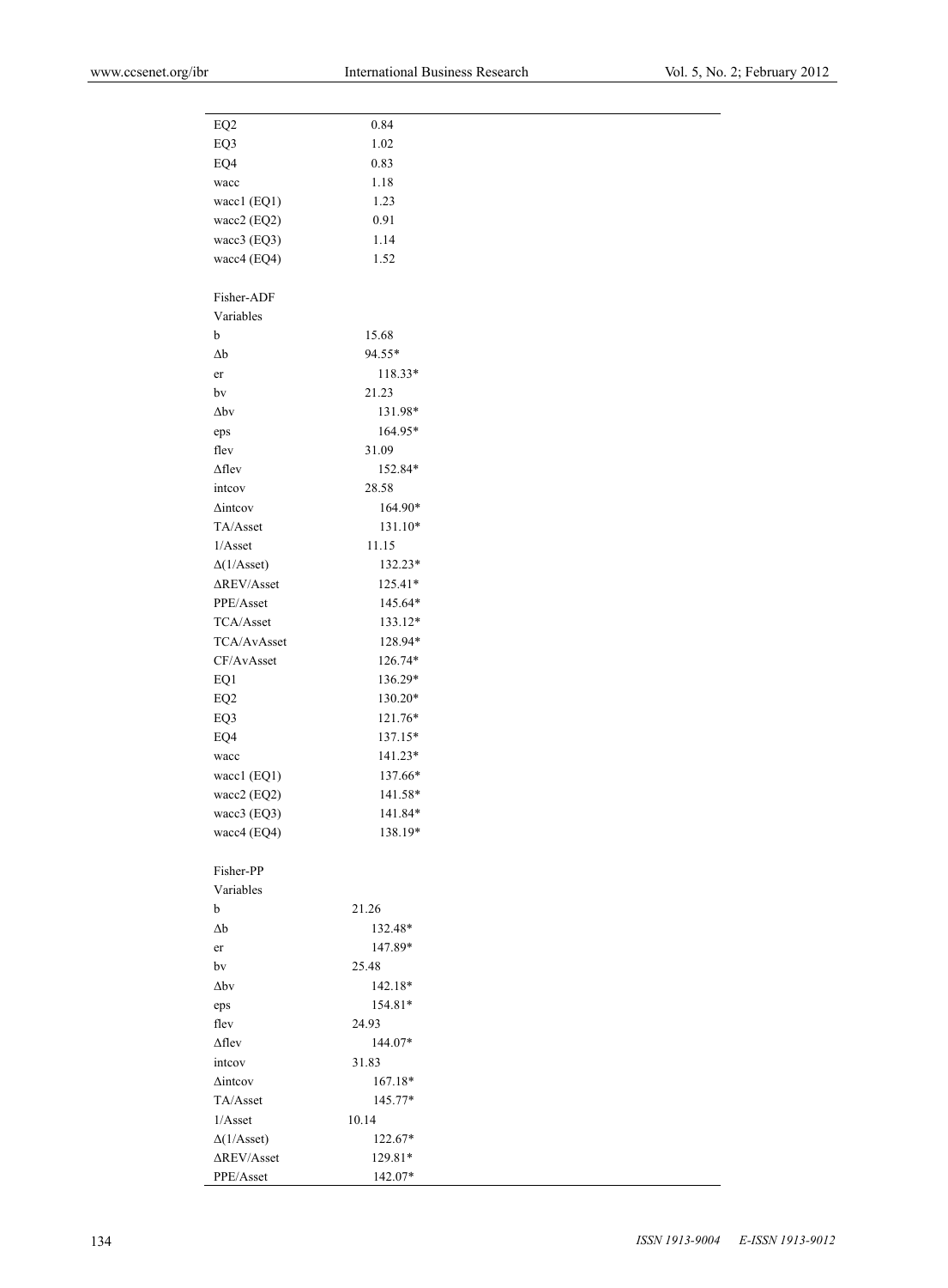| | |
|---|---|
| EQ2 | 0.84 |
| EQ3 | 1.02 |
| EQ4 | 0.83 |
| wacc | 1.18 |
| wacc1 (EQ1) | 1.23 |
| wacc2 (EQ2) | 0.91 |
| wacc3 (EQ3) | 1.14 |
| wacc4 (EQ4) | 1.52 |
| | |
| Fisher-ADF | |
| Variables | |
| b | 15.68 |
| Δb | 94.55* |
| er | 118.33* |
| bv | 21.23 |
| Δbv | 131.98* |
| eps | 164.95* |
| flev | 31.09 |
| Δflev | 152.84* |
| intcov | 28.58 |
| Δintcov | 164.90* |
| TA/Asset | 131.10* |
| 1/Asset | 11.15 |
| Δ(1/Asset) | 132.23* |
| ΔREV/Asset | 125.41* |
| PPE/Asset | 145.64* |
| TCA/Asset | 133.12* |
| TCA/AvAsset | 128.94* |
| CF/AvAsset | 126.74* |
| EQ1 | 136.29* |
| EQ2 | 130.20* |
| EQ3 | 121.76* |
| EQ4 | 137.15* |
| wacc | 141.23* |
| wacc1 (EQ1) | 137.66* |
| wacc2 (EQ2) | 141.58* |
| wacc3 (EQ3) | 141.84* |
| wacc4 (EQ4) | 138.19* |
| | |
| Fisher-PP | |
| Variables | |
| b | 21.26 |
| Δb | 132.48* |
| er | 147.89* |
| bv | 25.48 |
| Δbv | 142.18* |
| eps | 154.81* |
| flev | 24.93 |
| Δflev | 144.07* |
| intcov | 31.83 |
| Δintcov | 167.18* |
| TA/Asset | 145.77* |
| 1/Asset | 10.14 |
| Δ(1/Asset) | 122.67* |
| ΔREV/Asset | 129.81* |
| PPE/Asset | 142.07* |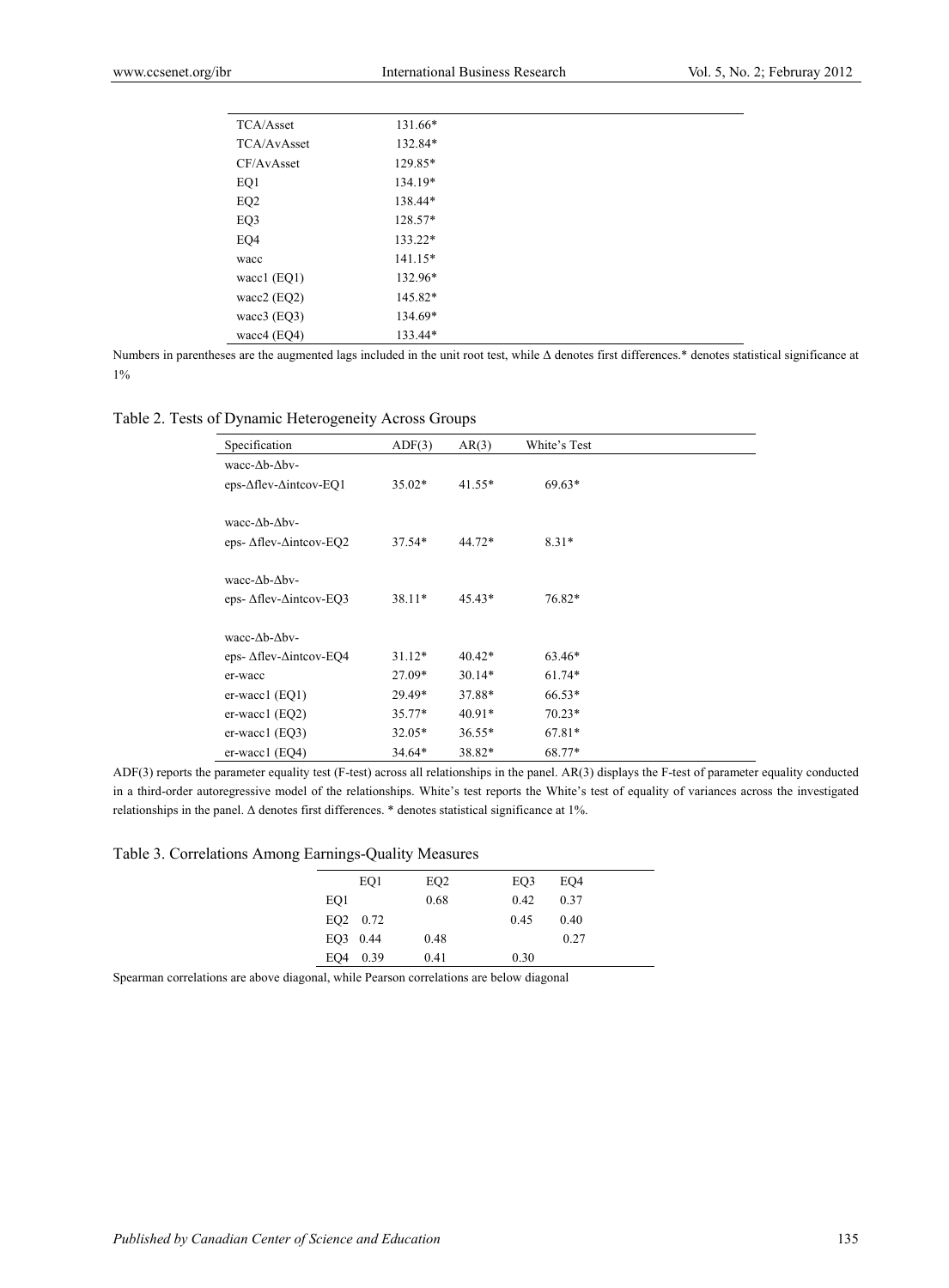| | |
|---|---|
| TCA/Asset | 131.66* |
| TCA/AvAsset | 132.84* |
| CF/AvAsset | 129.85* |
| EQ1 | 134.19* |
| EQ2 | 138.44* |
| EQ3 | 128.57* |
| EQ4 | 133.22* |
| wacc | 141.15* |
| wacc1 (EQ1) | 132.96* |
| wacc2 (EQ2) | 145.82* |
| wacc3 (EQ3) | 134.69* |
| wacc4 (EQ4) | 133.44* |

Numbers in parentheses are the augmented lags included in the unit root test, while Δ denotes first differences.* denotes statistical significance at 1%

Table 2. Tests of Dynamic Heterogeneity Across Groups

| Specification | ADF(3) | AR(3) | White's Test |
|---|---|---|---|
| wacc-Δb-Δbv-eps-Δflev-Δintcov-EQ1 | 35.02* | 41.55* | 69.63* |
| wacc-Δb-Δbv-eps- Δflev-Δintcov-EQ2 | 37.54* | 44.72* | 8.31* |
| wacc-Δb-Δbv-eps- Δflev-Δintcov-EQ3 | 38.11* | 45.43* | 76.82* |
| wacc-Δb-Δbv-eps- Δflev-Δintcov-EQ4 | 31.12* | 40.42* | 63.46* |
| er-wacc | 27.09* | 30.14* | 61.74* |
| er-wacc1 (EQ1) | 29.49* | 37.88* | 66.53* |
| er-wacc1 (EQ2) | 35.77* | 40.91* | 70.23* |
| er-wacc1 (EQ3) | 32.05* | 36.55* | 67.81* |
| er-wacc1 (EQ4) | 34.64* | 38.82* | 68.77* |

ADF(3) reports the parameter equality test (F-test) across all relationships in the panel. AR(3) displays the F-test of parameter equality conducted in a third-order autoregressive model of the relationships. White's test reports the White's test of equality of variances across the investigated relationships in the panel. Δ denotes first differences. * denotes statistical significance at 1%.

Table 3. Correlations Among Earnings-Quality Measures

| | EQ1 | EQ2 | EQ3 | EQ4 |
|---|---|---|---|---|
| EQ1 | | 0.68 | 0.42 | 0.37 |
| EQ2 | 0.72 | | 0.45 | 0.40 |
| EQ3 | 0.44 | 0.48 | | 0.27 |
| EQ4 | 0.39 | 0.41 | 0.30 | |

Spearman correlations are above diagonal, while Pearson correlations are below diagonal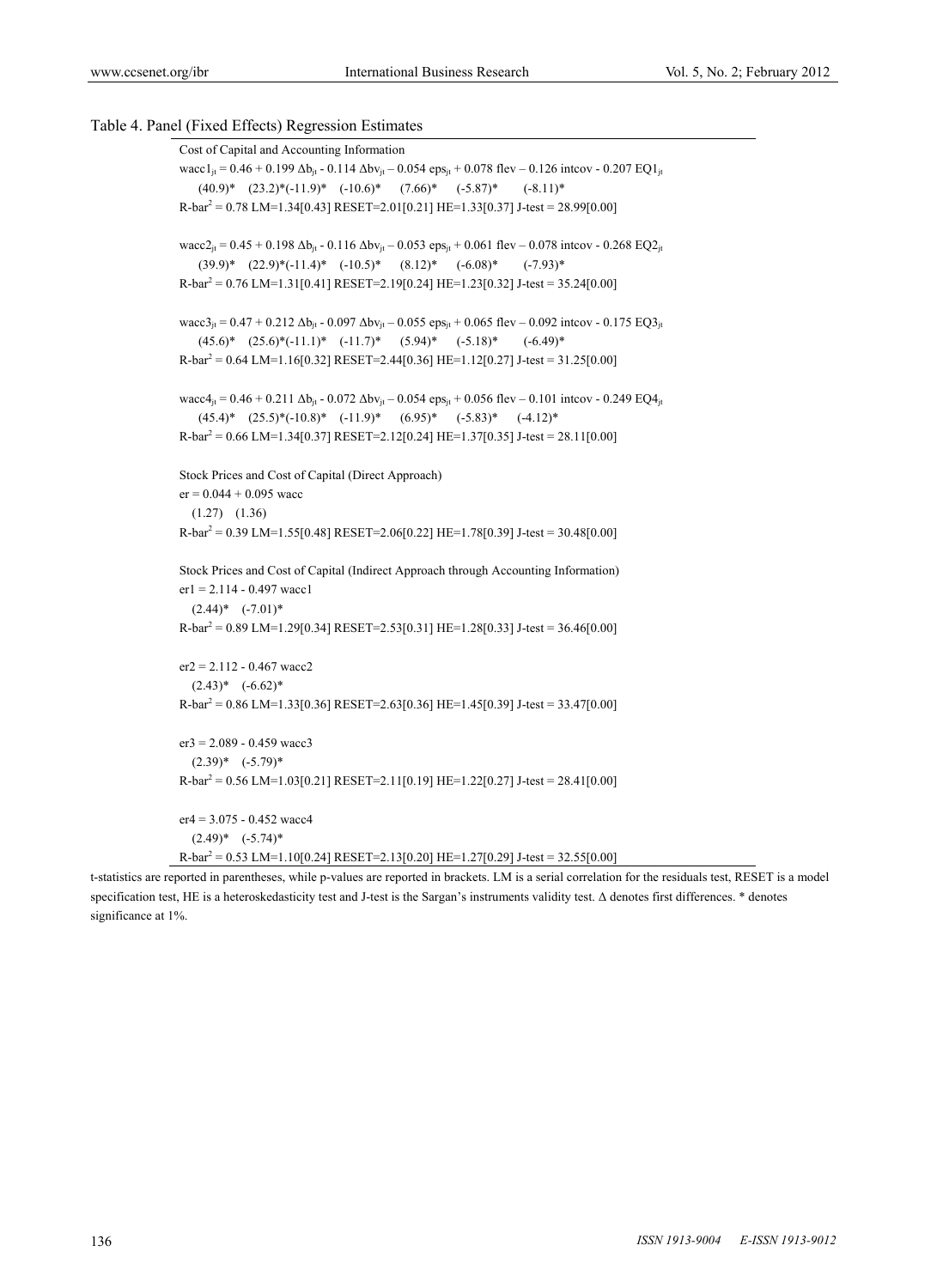Table 4. Panel (Fixed Effects) Regression Estimates

Cost of Capital and Accounting Information

$$wacc1_{jt} = 0.46 + 0.199\ \Delta b_{jt} - 0.114\ \Delta bv_{jt} - 0.054\ eps_{jt} + 0.078\ flev - 0.126\ intcov - 0.207\ EQ1_{jt}$$

(40.9)* (23.2)*(-11.9)* (-10.6)* (7.66)* (-5.87)* (-8.11)*

$\bar{R}^2$ = 0.78 LM=1.34[0.43] RESET=2.01[0.21] HE=1.33[0.37] J-test = 28.99[0.00]

$$wacc2_{jt} = 0.45 + 0.198\ \Delta b_{jt} - 0.116\ \Delta bv_{jt} - 0.053\ eps_{jt} + 0.061\ flev - 0.078\ intcov - 0.268\ EQ2_{jt}$$

(39.9)* (22.9)*(-11.4)* (-10.5)* (8.12)* (-6.08)* (-7.93)*

$\bar{R}^2$ = 0.76 LM=1.31[0.41] RESET=2.19[0.24] HE=1.23[0.32] J-test = 35.24[0.00]

$$wacc3_{jt} = 0.47 + 0.212\ \Delta b_{jt} - 0.097\ \Delta bv_{jt} - 0.055\ eps_{jt} + 0.065\ flev - 0.092\ intcov - 0.175\ EQ3_{jt}$$

(45.6)* (25.6)*(-11.1)* (-11.7)* (5.94)* (-5.18)* (-6.49)*

$\bar{R}^2$ = 0.64 LM=1.16[0.32] RESET=2.44[0.36] HE=1.12[0.27] J-test = 31.25[0.00]

$$wacc4_{jt} = 0.46 + 0.211\ \Delta b_{jt} - 0.072\ \Delta bv_{jt} - 0.054\ eps_{jt} + 0.056\ flev - 0.101\ intcov - 0.249\ EQ4_{jt}$$

(45.4)* (25.5)*(-10.8)* (-11.9)* (6.95)* (-5.83)* (-4.12)*

$\bar{R}^2$ = 0.66 LM=1.34[0.37] RESET=2.12[0.24] HE=1.37[0.35] J-test = 28.11[0.00]

Stock Prices and Cost of Capital (Direct Approach)

$$er = 0.044 + 0.095\ wacc$$

(1.27) (1.36)

$\bar{R}^2$ = 0.39 LM=1.55[0.48] RESET=2.06[0.22] HE=1.78[0.39] J-test = 30.48[0.00]

Stock Prices and Cost of Capital (Indirect Approach through Accounting Information)

$$er1 = 2.114 - 0.497\ wacc1$$

(2.44)* (-7.01)*

$\bar{R}^2$ = 0.89 LM=1.29[0.34] RESET=2.53[0.31] HE=1.28[0.33] J-test = 36.46[0.00]

$$er2 = 2.112 - 0.467\ wacc2$$

(2.43)* (-6.62)*

$\bar{R}^2$ = 0.86 LM=1.33[0.36] RESET=2.63[0.36] HE=1.45[0.39] J-test = 33.47[0.00]

$$er3 = 2.089 - 0.459\ wacc3$$

(2.39)* (-5.79)*

$\bar{R}^2$ = 0.56 LM=1.03[0.21] RESET=2.11[0.19] HE=1.22[0.27] J-test = 28.41[0.00]

$$er4 = 3.075 - 0.452\ wacc4$$

(2.49)* (-5.74)*

$\bar{R}^2$ = 0.53 LM=1.10[0.24] RESET=2.13[0.20] HE=1.27[0.29] J-test = 32.55[0.00]

t-statistics are reported in parentheses, while p-values are reported in brackets. LM is a serial correlation for the residuals test, RESET is a model specification test, HE is a heteroskedasticity test and J-test is the Sargan's instruments validity test. Δ denotes first differences. * denotes significance at 1%.